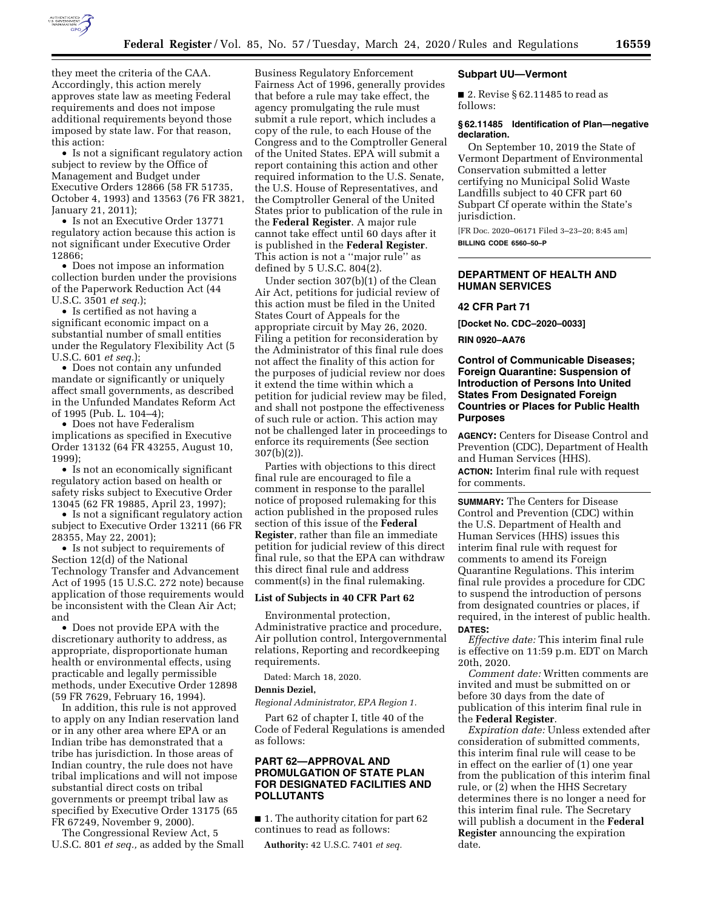they meet the criteria of the CAA. Accordingly, this action merely approves state law as meeting Federal requirements and does not impose additional requirements beyond those imposed by state law. For that reason, this action:

- Is not a significant regulatory action subject to review by the Office of Management and Budget under Executive Orders 12866 (58 FR 51735, October 4, 1993) and 13563 (76 FR 3821, January 21, 2011);
- Is not an Executive Order 13771 regulatory action because this action is not significant under Executive Order 12866;
- Does not impose an information collection burden under the provisions of the Paperwork Reduction Act (44 U.S.C. 3501 *et seq.*);
- Is certified as not having a significant economic impact on a substantial number of small entities under the Regulatory Flexibility Act (5 U.S.C. 601 *et seq.*);
- Does not contain any unfunded mandate or significantly or uniquely affect small governments, as described in the Unfunded Mandates Reform Act of 1995 (Pub. L. 104–4);
- Does not have Federalism implications as specified in Executive Order 13132 (64 FR 43255, August 10, 1999);
- Is not an economically significant regulatory action based on health or safety risks subject to Executive Order 13045 (62 FR 19885, April 23, 1997);
- Is not a significant regulatory action subject to Executive Order 13211 (66 FR 28355, May 22, 2001);
- Is not subject to requirements of Section 12(d) of the National Technology Transfer and Advancement Act of 1995 (15 U.S.C. 272 note) because application of those requirements would be inconsistent with the Clean Air Act; and
- Does not provide EPA with the discretionary authority to address, as appropriate, disproportionate human health or environmental effects, using practicable and legally permissible methods, under Executive Order 12898 (59 FR 7629, February 16, 1994).

In addition, this rule is not approved to apply on any Indian reservation land or in any other area where EPA or an Indian tribe has demonstrated that a tribe has jurisdiction. In those areas of Indian country, the rule does not have tribal implications and will not impose substantial direct costs on tribal governments or preempt tribal law as specified by Executive Order 13175 (65 FR 67249, November 9, 2000).

The Congressional Review Act, 5 U.S.C. 801 *et seq.,* as added by the Small Business Regulatory Enforcement Fairness Act of 1996, generally provides that before a rule may take effect, the agency promulgating the rule must submit a rule report, which includes a copy of the rule, to each House of the Congress and to the Comptroller General of the United States. EPA will submit a report containing this action and other required information to the U.S. Senate, the U.S. House of Representatives, and the Comptroller General of the United States prior to publication of the rule in the **Federal Register**. A major rule cannot take effect until 60 days after it is published in the **Federal Register**. This action is not a ''major rule'' as defined by 5 U.S.C. 804(2).

Under section 307(b)(1) of the Clean Air Act, petitions for judicial review of this action must be filed in the United States Court of Appeals for the appropriate circuit by May 26, 2020. Filing a petition for reconsideration by the Administrator of this final rule does not affect the finality of this action for the purposes of judicial review nor does it extend the time within which a petition for judicial review may be filed, and shall not postpone the effectiveness of such rule or action. This action may not be challenged later in proceedings to enforce its requirements (See section 307(b)(2)).

Parties with objections to this direct final rule are encouraged to file a comment in response to the parallel notice of proposed rulemaking for this action published in the proposed rules section of this issue of the **Federal Register**, rather than file an immediate petition for judicial review of this direct final rule, so that the EPA can withdraw this direct final rule and address comment(s) in the final rulemaking.

### List of Subjects in 40 CFR Part 62

Environmental protection, Administrative practice and procedure, Air pollution control, Intergovernmental relations, Reporting and recordkeeping requirements.

Dated: March 18, 2020.

**Dennis Deziel,**

*Regional Administrator, EPA Region 1.*

Part 62 of chapter I, title 40 of the Code of Federal Regulations is amended as follows:

## PART 62—APPROVAL AND PROMULGATION OF STATE PLAN FOR DESIGNATED FACILITIES AND POLLUTANTS

■ 1. The authority citation for part 62 continues to read as follows:

**Authority:** 42 U.S.C. 7401 *et seq.*

### Subpart UU—Vermont

■ 2. Revise § 62.11485 to read as follows:

**§ 62.11485 Identification of Plan—negative declaration.**

On September 10, 2019 the State of Vermont Department of Environmental Conservation submitted a letter certifying no Municipal Solid Waste Landfills subject to 40 CFR part 60 Subpart Cf operate within the State's jurisdiction.

[FR Doc. 2020–06171 Filed 3–23–20; 8:45 am]

**BILLING CODE 6560–50–P**

---

## DEPARTMENT OF HEALTH AND HUMAN SERVICES

### 42 CFR Part 71

**[Docket No. CDC–2020–0033]**

**RIN 0920–AA76**

## Control of Communicable Diseases; Foreign Quarantine: Suspension of Introduction of Persons Into United States From Designated Foreign Countries or Places for Public Health Purposes

**AGENCY:** Centers for Disease Control and Prevention (CDC), Department of Health and Human Services (HHS).

**ACTION:** Interim final rule with request for comments.

**SUMMARY:** The Centers for Disease Control and Prevention (CDC) within the U.S. Department of Health and Human Services (HHS) issues this interim final rule with request for comments to amend its Foreign Quarantine Regulations. This interim final rule provides a procedure for CDC to suspend the introduction of persons from designated countries or places, if required, in the interest of public health.

**DATES:**

*Effective date:* This interim final rule is effective on 11:59 p.m. EDT on March 20th, 2020.

*Comment date:* Written comments are invited and must be submitted on or before 30 days from the date of publication of this interim final rule in the **Federal Register**.

*Expiration date:* Unless extended after consideration of submitted comments, this interim final rule will cease to be in effect on the earlier of (1) one year from the publication of this interim final rule, or (2) when the HHS Secretary determines there is no longer a need for this interim final rule. The Secretary will publish a document in the **Federal Register** announcing the expiration date.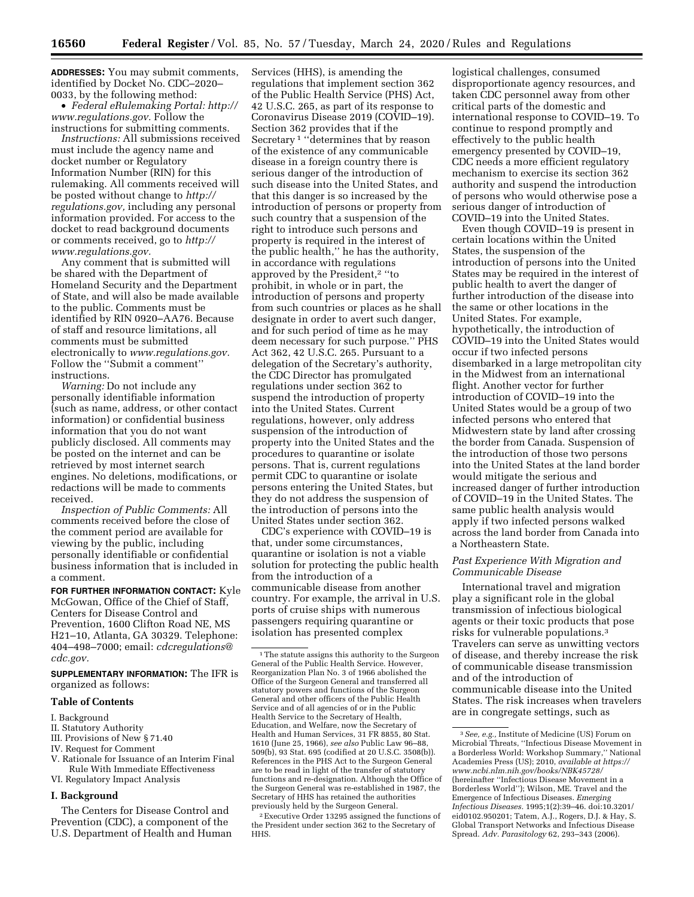**ADDRESSES:** You may submit comments, identified by Docket No. CDC–2020–0033, by the following method:

- *Federal eRulemaking Portal: http://www.regulations.gov.* Follow the instructions for submitting comments.

*Instructions:* All submissions received must include the agency name and docket number or Regulatory Information Number (RIN) for this rulemaking. All comments received will be posted without change to *http://regulations.gov,* including any personal information provided. For access to the docket to read background documents or comments received, go to *http://www.regulations.gov.*

Any comment that is submitted will be shared with the Department of Homeland Security and the Department of State, and will also be made available to the public. Comments must be identified by RIN 0920–AA76. Because of staff and resource limitations, all comments must be submitted electronically to *www.regulations.gov.* Follow the ''Submit a comment'' instructions.

*Warning:* Do not include any personally identifiable information (such as name, address, or other contact information) or confidential business information that you do not want publicly disclosed. All comments may be posted on the internet and can be retrieved by most internet search engines. No deletions, modifications, or redactions will be made to comments received.

*Inspection of Public Comments:* All comments received before the close of the comment period are available for viewing by the public, including personally identifiable or confidential business information that is included in a comment.

**FOR FURTHER INFORMATION CONTACT:** Kyle McGowan, Office of the Chief of Staff, Centers for Disease Control and Prevention, 1600 Clifton Road NE, MS H21–10, Atlanta, GA 30329. Telephone: 404–498–7000; email: *cdcregulations@cdc.gov.*

**SUPPLEMENTARY INFORMATION:** The IFR is organized as follows:

**Table of Contents**

I. Background
II. Statutory Authority
III. Provisions of New § 71.40
IV. Request for Comment
V. Rationale for Issuance of an Interim Final Rule With Immediate Effectiveness
VI. Regulatory Impact Analysis

## I. Background

The Centers for Disease Control and Prevention (CDC), a component of the U.S. Department of Health and Human Services (HHS), is amending the regulations that implement section 362 of the Public Health Service (PHS) Act, 42 U.S.C. 265, as part of its response to Coronavirus Disease 2019 (COVID–19). Section 362 provides that if the Secretary [1] ''determines that by reason of the existence of any communicable disease in a foreign country there is serious danger of the introduction of such disease into the United States, and that this danger is so increased by the introduction of persons or property from such country that a suspension of the right to introduce such persons and property is required in the interest of the public health,'' he has the authority, in accordance with regulations approved by the President,[2] ''to prohibit, in whole or in part, the introduction of persons and property from such countries or places as he shall designate in order to avert such danger, and for such period of time as he may deem necessary for such purpose.'' PHS Act 362, 42 U.S.C. 265. Pursuant to a delegation of the Secretary's authority, the CDC Director has promulgated regulations under section 362 to suspend the introduction of property into the United States. Current regulations, however, only address suspension of the introduction of property into the United States and the procedures to quarantine or isolate persons. That is, current regulations permit CDC to quarantine or isolate persons entering the United States, but they do not address the suspension of the introduction of persons into the United States under section 362.

CDC's experience with COVID–19 is that, under some circumstances, quarantine or isolation is not a viable solution for protecting the public health from the introduction of a communicable disease from another country. For example, the arrival in U.S. ports of cruise ships with numerous passengers requiring quarantine or isolation has presented complex logistical challenges, consumed disproportionate agency resources, and taken CDC personnel away from other critical parts of the domestic and international response to COVID–19. To continue to respond promptly and effectively to the public health emergency presented by COVID–19, CDC needs a more efficient regulatory mechanism to exercise its section 362 authority and suspend the introduction of persons who would otherwise pose a serious danger of introduction of COVID–19 into the United States.

Even though COVID–19 is present in certain locations within the United States, the suspension of the introduction of persons into the United States may be required in the interest of public health to avert the danger of further introduction of the disease into the same or other locations in the United States. For example, hypothetically, the introduction of COVID–19 into the United States would occur if two infected persons disembarked in a large metropolitan city in the Midwest from an international flight. Another vector for further introduction of COVID–19 into the United States would be a group of two infected persons who entered that Midwestern state by land after crossing the border from Canada. Suspension of the introduction of those two persons into the United States at the land border would mitigate the serious and increased danger of further introduction of COVID–19 in the United States. The same public health analysis would apply if two infected persons walked across the land border from Canada into a Northeastern State.

### *Past Experience With Migration and Communicable Disease*

International travel and migration play a significant role in the global transmission of infectious biological agents or their toxic products that pose risks for vulnerable populations.[3] Travelers can serve as unwitting vectors of disease, and thereby increase the risk of communicable disease transmission and of the introduction of communicable disease into the United States. The risk increases when travelers are in congregate settings, such as

---

[1] The statute assigns this authority to the Surgeon General of the Public Health Service. However, Reorganization Plan No. 3 of 1966 abolished the Office of the Surgeon General and transferred all statutory powers and functions of the Surgeon General and other officers of the Public Health Service and of all agencies of or in the Public Health Service to the Secretary of Health, Education, and Welfare, now the Secretary of Health and Human Services, 31 FR 8855, 80 Stat. 1610 (June 25, 1966), *see also* Public Law 96–88, 509(b), 93 Stat. 695 (codified at 20 U.S.C. 3508(b)). References in the PHS Act to the Surgeon General are to be read in light of the transfer of statutory functions and re-designation. Although the Office of the Surgeon General was re-established in 1987, the Secretary of HHS has retained the authorities previously held by the Surgeon General.

[2] Executive Order 13295 assigned the functions of the President under section 362 to the Secretary of HHS.

[3] *See, e.g.,* Institute of Medicine (US) Forum on Microbial Threats, ''Infectious Disease Movement in a Borderless World: Workshop Summary,'' National Academies Press (US); 2010, *available at https://www.ncbi.nlm.nih.gov/books/NBK45728/* (hereinafter ''Infectious Disease Movement in a Borderless World''); Wilson, ME. Travel and the Emergence of Infectious Diseases. *Emerging Infectious Diseases.* 1995;1(2):39–46. doi:10.3201/eid0102.950201; Tatem, A.J., Rogers, D.J. & Hay, S. Global Transport Networks and Infectious Disease Spread. *Adv. Parasitology* 62, 293–343 (2006).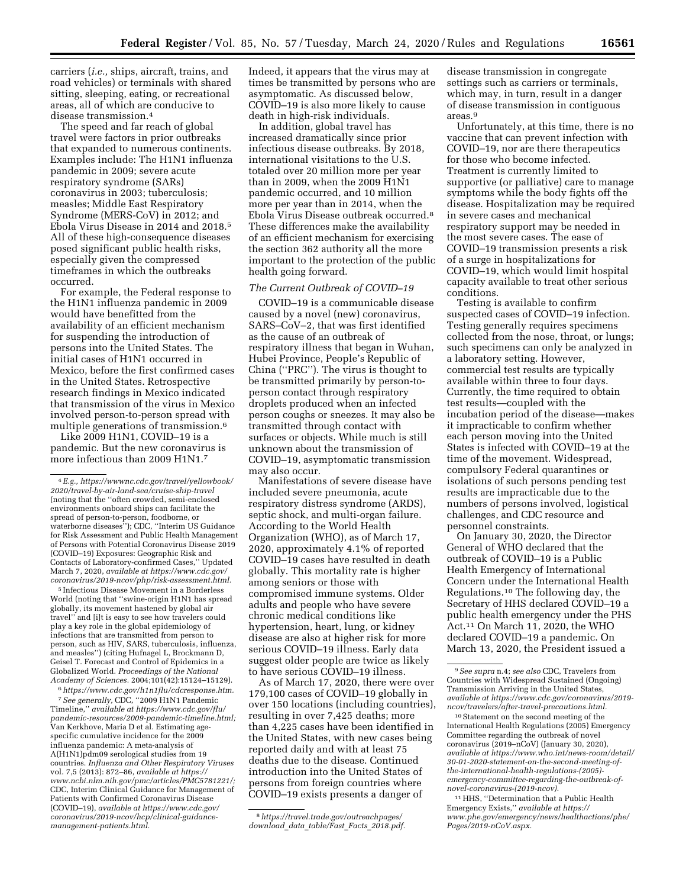carriers (*i.e.,* ships, aircraft, trains, and road vehicles) or terminals with shared sitting, sleeping, eating, or recreational areas, all of which are conducive to disease transmission.[4]

The speed and far reach of global travel were factors in prior outbreaks that expanded to numerous continents. Examples include: The H1N1 influenza pandemic in 2009; severe acute respiratory syndrome (SARs) coronavirus in 2003; tuberculosis; measles; Middle East Respiratory Syndrome (MERS-CoV) in 2012; and Ebola Virus Disease in 2014 and 2018.[5] All of these high-consequence diseases posed significant public health risks, especially given the compressed timeframes in which the outbreaks occurred.

For example, the Federal response to the H1N1 influenza pandemic in 2009 would have benefitted from the availability of an efficient mechanism for suspending the introduction of persons into the United States. The initial cases of H1N1 occurred in Mexico, before the first confirmed cases in the United States. Retrospective research findings in Mexico indicated that transmission of the virus in Mexico involved person-to-person spread with multiple generations of transmission.[6]

Like 2009 H1N1, COVID–19 is a pandemic. But the new coronavirus is more infectious than 2009 H1N1.[7] Indeed, it appears that the virus may at times be transmitted by persons who are asymptomatic. As discussed below, COVID–19 is also more likely to cause death in high-risk individuals.

In addition, global travel has increased dramatically since prior infectious disease outbreaks. By 2018, international visitations to the U.S. totaled over 20 million more per year than in 2009, when the 2009 H1N1 pandemic occurred, and 10 million more per year than in 2014, when the Ebola Virus Disease outbreak occurred.[8] These differences make the availability of an efficient mechanism for exercising the section 362 authority all the more important to the protection of the public health going forward.

### *The Current Outbreak of COVID–19*

COVID–19 is a communicable disease caused by a novel (new) coronavirus, SARS–CoV–2, that was first identified as the cause of an outbreak of respiratory illness that began in Wuhan, Hubei Province, People's Republic of China (''PRC''). The virus is thought to be transmitted primarily by person-to-person contact through respiratory droplets produced when an infected person coughs or sneezes. It may also be transmitted through contact with surfaces or objects. While much is still unknown about the transmission of COVID–19, asymptomatic transmission may also occur.

Manifestations of severe disease have included severe pneumonia, acute respiratory distress syndrome (ARDS), septic shock, and multi-organ failure. According to the World Health Organization (WHO), as of March 17, 2020, approximately 4.1% of reported COVID–19 cases have resulted in death globally. This mortality rate is higher among seniors or those with compromised immune systems. Older adults and people who have severe chronic medical conditions like hypertension, heart, lung, or kidney disease are also at higher risk for more serious COVID–19 illness. Early data suggest older people are twice as likely to have serious COVID–19 illness.

As of March 17, 2020, there were over 179,100 cases of COVID–19 globally in over 150 locations (including countries), resulting in over 7,425 deaths; more than 4,225 cases have been identified in the United States, with new cases being reported daily and with at least 75 deaths due to the disease. Continued introduction into the United States of persons from foreign countries where COVID–19 exists presents a danger of disease transmission in congregate settings such as carriers or terminals, which may, in turn, result in a danger of disease transmission in contiguous areas.[9]

Unfortunately, at this time, there is no vaccine that can prevent infection with COVID–19, nor are there therapeutics for those who become infected. Treatment is currently limited to supportive (or palliative) care to manage symptoms while the body fights off the disease. Hospitalization may be required in severe cases and mechanical respiratory support may be needed in the most severe cases. The ease of COVID–19 transmission presents a risk of a surge in hospitalizations for COVID–19, which would limit hospital capacity available to treat other serious conditions.

Testing is available to confirm suspected cases of COVID–19 infection. Testing generally requires specimens collected from the nose, throat, or lungs; such specimens can only be analyzed in a laboratory setting. However, commercial test results are typically available within three to four days. Currently, the time required to obtain test results—coupled with the incubation period of the disease—makes it impracticable to confirm whether each person moving into the United States is infected with COVID–19 at the time of the movement. Widespread, compulsory Federal quarantines or isolations of such persons pending test results are impracticable due to the numbers of persons involved, logistical challenges, and CDC resource and personnel constraints.

On January 30, 2020, the Director General of WHO declared that the outbreak of COVID–19 is a Public Health Emergency of International Concern under the International Health Regulations.[10] The following day, the Secretary of HHS declared COVID–19 a public health emergency under the PHS Act.[11] On March 11, 2020, the WHO declared COVID–19 a pandemic. On March 13, 2020, the President issued a

---

[4] *E.g., https://wwwnc.cdc.gov/travel/yellowbook/2020/travel-by-air-land-sea/cruise-ship-travel* (noting that the ''often crowded, semi-enclosed environments onboard ships can facilitate the spread of person-to-person, foodborne, or waterborne diseases''); CDC, ''Interim US Guidance for Risk Assessment and Public Health Management of Persons with Potential Coronavirus Disease 2019 (COVID–19) Exposures: Geographic Risk and Contacts of Laboratory-confirmed Cases,'' Updated March 7, 2020, *available at https://www.cdc.gov/coronavirus/2019-ncov/php/risk-assessment.html.*

[5] Infectious Disease Movement in a Borderless World (noting that ''swine-origin H1N1 has spread globally, its movement hastened by global air travel'' and [i]t is easy to see how travelers could play a key role in the global epidemiology of infections that are transmitted from person to person, such as HIV, SARS, tuberculosis, influenza, and measles'') (citing Hufnagel L, Brockmann D, Geisel T. Forecast and Control of Epidemics in a Globalized World. *Proceedings of the National Academy of Sciences.* 2004;101(42):15124–15129).

[6] *https://www.cdc.gov/h1n1flu/cdcresponse.htm.*

[7] *See generally,* CDC, ''2009 H1N1 Pandemic Timeline,'' *available at https://www.cdc.gov/flu/pandemic-resources/2009-pandemic-timeline.html;* Van Kerkhove, Maria D et al. Estimating age-specific cumulative incidence for the 2009 influenza pandemic: A meta-analysis of A(H1N1)pdm09 serological studies from 19 countries. *Influenza and Other Respiratory Viruses* vol. 7,5 (2013): 872–86, *available at https://www.ncbi.nlm.nih.gov/pmc/articles/PMC5781221/;* CDC, Interim Clinical Guidance for Management of Patients with Confirmed Coronavirus Disease (COVID–19), *available at https://www.cdc.gov/coronavirus/2019-ncov/hcp/clinical-guidance-management-patients.html.*

[8] *https://travel.trade.gov/outreachpages/download_data_table/Fast_Facts_2018.pdf.*

[9] *See supra* n.4; *see also* CDC, Travelers from Countries with Widespread Sustained (Ongoing) Transmission Arriving in the United States, *available at https://www.cdc.gov/coronavirus/2019-ncov/travelers/after-travel-precautions.html.*

[10] Statement on the second meeting of the International Health Regulations (2005) Emergency Committee regarding the outbreak of novel coronavirus (2019–nCoV) (January 30, 2020), *available at https://www.who.int/news-room/detail/30-01-2020-statement-on-the-second-meeting-of-the-international-health-regulations-(2005)-emergency-committee-regarding-the-outbreak-of-novel-coronavirus-(2019-ncov).*

[11] HHS, ''Determination that a Public Health Emergency Exists,'' *available at https://www.phe.gov/emergency/news/healthactions/phe/Pages/2019-nCoV.aspx.*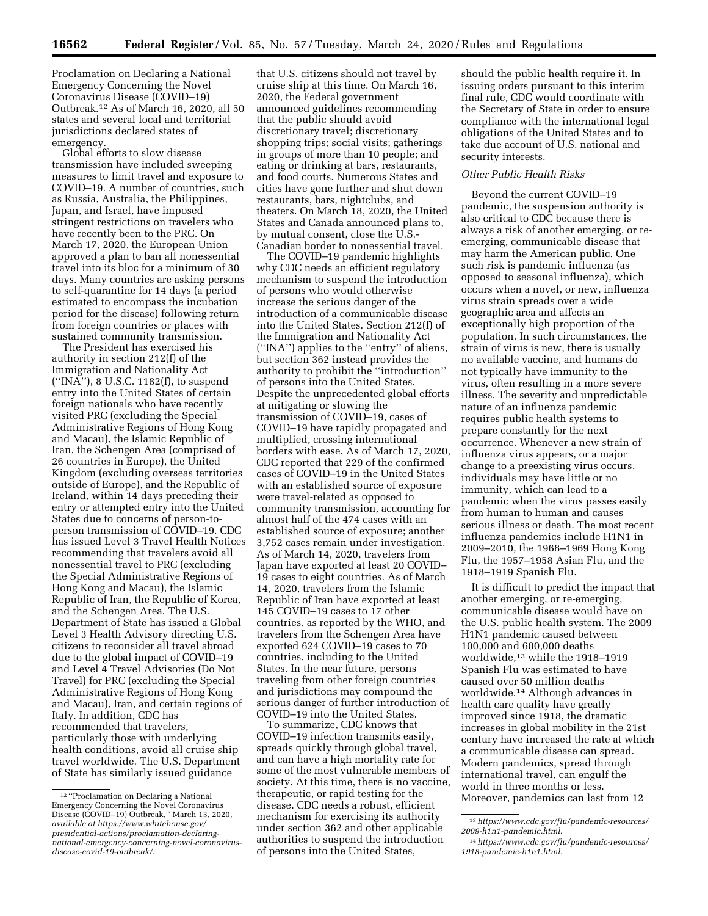Proclamation on Declaring a National Emergency Concerning the Novel Coronavirus Disease (COVID–19) Outbreak.[12] As of March 16, 2020, all 50 states and several local and territorial jurisdictions declared states of emergency.

Global efforts to slow disease transmission have included sweeping measures to limit travel and exposure to COVID–19. A number of countries, such as Russia, Australia, the Philippines, Japan, and Israel, have imposed stringent restrictions on travelers who have recently been to the PRC. On March 17, 2020, the European Union approved a plan to ban all nonessential travel into its bloc for a minimum of 30 days. Many countries are asking persons to self-quarantine for 14 days (a period estimated to encompass the incubation period for the disease) following return from foreign countries or places with sustained community transmission.

The President has exercised his authority in section 212(f) of the Immigration and Nationality Act (''INA''), 8 U.S.C. 1182(f), to suspend entry into the United States of certain foreign nationals who have recently visited PRC (excluding the Special Administrative Regions of Hong Kong and Macau), the Islamic Republic of Iran, the Schengen Area (comprised of 26 countries in Europe), the United Kingdom (excluding overseas territories outside of Europe), and the Republic of Ireland, within 14 days preceding their entry or attempted entry into the United States due to concerns of person-to-person transmission of COVID–19. CDC has issued Level 3 Travel Health Notices recommending that travelers avoid all nonessential travel to PRC (excluding the Special Administrative Regions of Hong Kong and Macau), the Islamic Republic of Iran, the Republic of Korea, and the Schengen Area. The U.S. Department of State has issued a Global Level 3 Health Advisory directing U.S. citizens to reconsider all travel abroad due to the global impact of COVID–19 and Level 4 Travel Advisories (Do Not Travel) for PRC (excluding the Special Administrative Regions of Hong Kong and Macau), Iran, and certain regions of Italy. In addition, CDC has recommended that travelers, particularly those with underlying health conditions, avoid all cruise ship travel worldwide. The U.S. Department of State has similarly issued guidance that U.S. citizens should not travel by cruise ship at this time. On March 16, 2020, the Federal government announced guidelines recommending that the public should avoid discretionary travel; discretionary shopping trips; social visits; gatherings in groups of more than 10 people; and eating or drinking at bars, restaurants, and food courts. Numerous States and cities have gone further and shut down restaurants, bars, nightclubs, and theaters. On March 18, 2020, the United States and Canada announced plans to, by mutual consent, close the U.S.-Canadian border to nonessential travel.

The COVID–19 pandemic highlights why CDC needs an efficient regulatory mechanism to suspend the introduction of persons who would otherwise increase the serious danger of the introduction of a communicable disease into the United States. Section 212(f) of the Immigration and Nationality Act (''INA'') applies to the ''entry'' of aliens, but section 362 instead provides the authority to prohibit the ''introduction'' of persons into the United States. Despite the unprecedented global efforts at mitigating or slowing the transmission of COVID–19, cases of COVID–19 have rapidly propagated and multiplied, crossing international borders with ease. As of March 17, 2020, CDC reported that 229 of the confirmed cases of COVID–19 in the United States with an established source of exposure were travel-related as opposed to community transmission, accounting for almost half of the 474 cases with an established source of exposure; another 3,752 cases remain under investigation. As of March 14, 2020, travelers from Japan have exported at least 20 COVID–19 cases to eight countries. As of March 14, 2020, travelers from the Islamic Republic of Iran have exported at least 145 COVID–19 cases to 17 other countries, as reported by the WHO, and travelers from the Schengen Area have exported 624 COVID–19 cases to 70 countries, including to the United States. In the near future, persons traveling from other foreign countries and jurisdictions may compound the serious danger of further introduction of COVID–19 into the United States.

To summarize, CDC knows that COVID–19 infection transmits easily, spreads quickly through global travel, and can have a high mortality rate for some of the most vulnerable members of society. At this time, there is no vaccine, therapeutic, or rapid testing for the disease. CDC needs a robust, efficient mechanism for exercising its authority under section 362 and other applicable authorities to suspend the introduction of persons into the United States, should the public health require it. In issuing orders pursuant to this interim final rule, CDC would coordinate with the Secretary of State in order to ensure compliance with the international legal obligations of the United States and to take due account of U.S. national and security interests.

*Other Public Health Risks*

Beyond the current COVID–19 pandemic, the suspension authority is also critical to CDC because there is always a risk of another emerging, or re-emerging, communicable disease that may harm the American public. One such risk is pandemic influenza (as opposed to seasonal influenza), which occurs when a novel, or new, influenza virus strain spreads over a wide geographic area and affects an exceptionally high proportion of the population. In such circumstances, the strain of virus is new, there is usually no available vaccine, and humans do not typically have immunity to the virus, often resulting in a more severe illness. The severity and unpredictable nature of an influenza pandemic requires public health systems to prepare constantly for the next occurrence. Whenever a new strain of influenza virus appears, or a major change to a preexisting virus occurs, individuals may have little or no immunity, which can lead to a pandemic when the virus passes easily from human to human and causes serious illness or death. The most recent influenza pandemics include H1N1 in 2009–2010, the 1968–1969 Hong Kong Flu, the 1957–1958 Asian Flu, and the 1918–1919 Spanish Flu.

It is difficult to predict the impact that another emerging, or re-emerging, communicable disease would have on the U.S. public health system. The 2009 H1N1 pandemic caused between 100,000 and 600,000 deaths worldwide,[13] while the 1918–1919 Spanish Flu was estimated to have caused over 50 million deaths worldwide.[14] Although advances in health care quality have greatly improved since 1918, the dramatic increases in global mobility in the 21st century have increased the rate at which a communicable disease can spread. Modern pandemics, spread through international travel, can engulf the world in three months or less. Moreover, pandemics can last from 12

---

[12] ''Proclamation on Declaring a National Emergency Concerning the Novel Coronavirus Disease (COVID–19) Outbreak,'' March 13, 2020, *available at https://www.whitehouse.gov/presidential-actions/proclamation-declaring-national-emergency-concerning-novel-coronavirus-disease-covid-19-outbreak/*.

[13] *https://www.cdc.gov/flu/pandemic-resources/2009-h1n1-pandemic.html*.

[14] *https://www.cdc.gov/flu/pandemic-resources/1918-pandemic-h1n1.html*.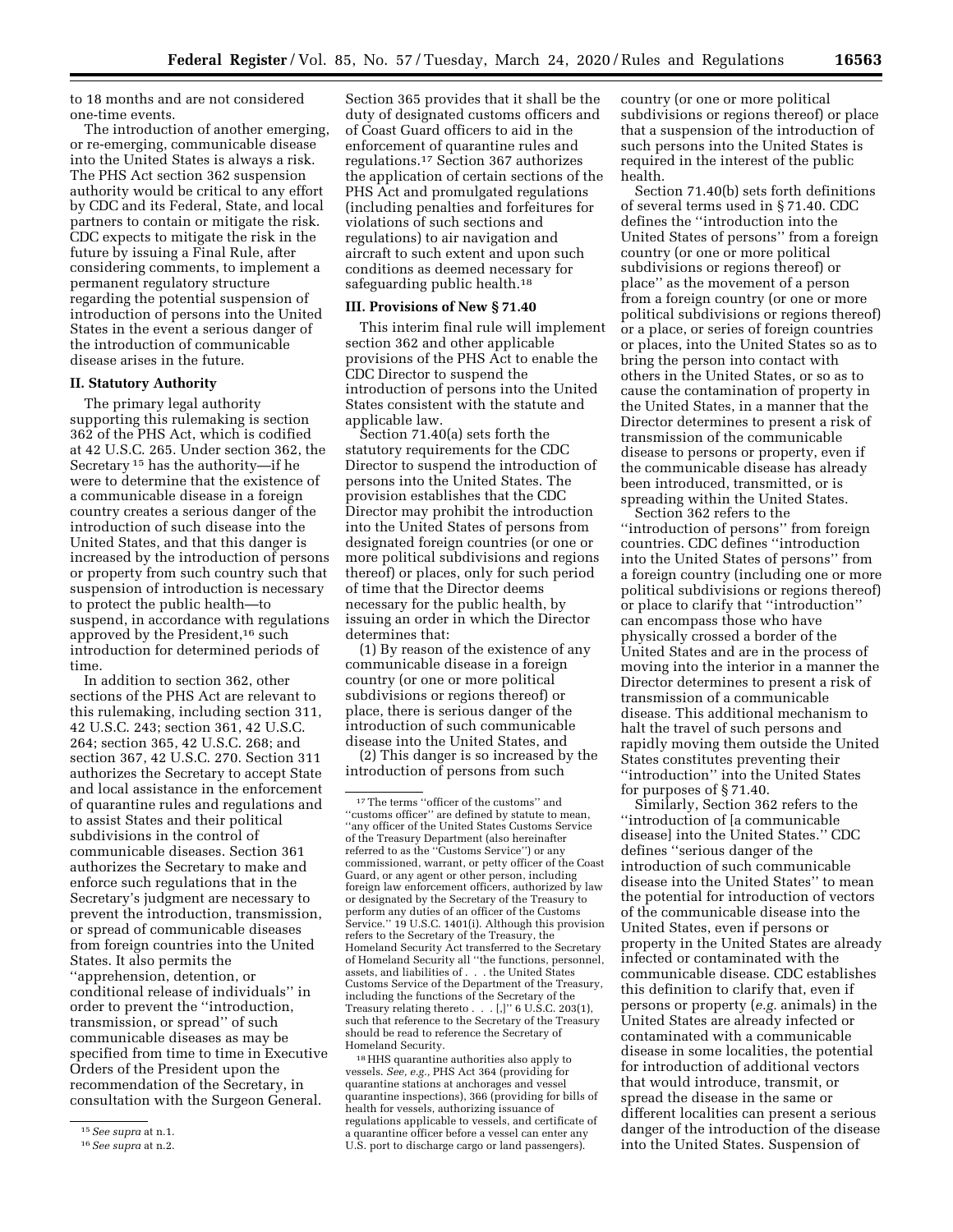to 18 months and are not considered one-time events.

The introduction of another emerging, or re-emerging, communicable disease into the United States is always a risk. The PHS Act section 362 suspension authority would be critical to any effort by CDC and its Federal, State, and local partners to contain or mitigate the risk. CDC expects to mitigate the risk in the future by issuing a Final Rule, after considering comments, to implement a permanent regulatory structure regarding the potential suspension of introduction of persons into the United States in the event a serious danger of the introduction of communicable disease arises in the future.

## II. Statutory Authority

The primary legal authority supporting this rulemaking is section 362 of the PHS Act, which is codified at 42 U.S.C. 265. Under section 362, the Secretary [15] has the authority—if he were to determine that the existence of a communicable disease in a foreign country creates a serious danger of the introduction of such disease into the United States, and that this danger is increased by the introduction of persons or property from such country such that suspension of introduction is necessary to protect the public health—to suspend, in accordance with regulations approved by the President,[16] such introduction for determined periods of time.

In addition to section 362, other sections of the PHS Act are relevant to this rulemaking, including section 311, 42 U.S.C. 243; section 361, 42 U.S.C. 264; section 365, 42 U.S.C. 268; and section 367, 42 U.S.C. 270. Section 311 authorizes the Secretary to accept State and local assistance in the enforcement of quarantine rules and regulations and to assist States and their political subdivisions in the control of communicable diseases. Section 361 authorizes the Secretary to make and enforce such regulations that in the Secretary's judgment are necessary to prevent the introduction, transmission, or spread of communicable diseases from foreign countries into the United States. It also permits the ''apprehension, detention, or conditional release of individuals'' in order to prevent the ''introduction, transmission, or spread'' of such communicable diseases as may be specified from time to time in Executive Orders of the President upon the recommendation of the Secretary, in consultation with the Surgeon General. Section 365 provides that it shall be the duty of designated customs officers and of Coast Guard officers to aid in the enforcement of quarantine rules and regulations.[17] Section 367 authorizes the application of certain sections of the PHS Act and promulgated regulations (including penalties and forfeitures for violations of such sections and regulations) to air navigation and aircraft to such extent and upon such conditions as deemed necessary for safeguarding public health.[18]

## III. Provisions of New § 71.40

This interim final rule will implement section 362 and other applicable provisions of the PHS Act to enable the CDC Director to suspend the introduction of persons into the United States consistent with the statute and applicable law.

Section 71.40(a) sets forth the statutory requirements for the CDC Director to suspend the introduction of persons into the United States. The provision establishes that the CDC Director may prohibit the introduction into the United States of persons from designated foreign countries (or one or more political subdivisions and regions thereof) or places, only for such period of time that the Director deems necessary for the public health, by issuing an order in which the Director determines that:

(1) By reason of the existence of any communicable disease in a foreign country (or one or more political subdivisions or regions thereof) or place, there is serious danger of the introduction of such communicable disease into the United States, and

(2) This danger is so increased by the introduction of persons from such country (or one or more political subdivisions or regions thereof) or place that a suspension of the introduction of such persons into the United States is required in the interest of the public health.

Section 71.40(b) sets forth definitions of several terms used in § 71.40. CDC defines the ''introduction into the United States of persons'' from a foreign country (or one or more political subdivisions or regions thereof) or place'' as the movement of a person from a foreign country (or one or more political subdivisions or regions thereof) or a place, or series of foreign countries or places, into the United States so as to bring the person into contact with others in the United States, or so as to cause the contamination of property in the United States, in a manner that the Director determines to present a risk of transmission of the communicable disease to persons or property, even if the communicable disease has already been introduced, transmitted, or is spreading within the United States.

Section 362 refers to the ''introduction of persons'' from foreign countries. CDC defines ''introduction into the United States of persons'' from a foreign country (including one or more political subdivisions or regions thereof) or place to clarify that ''introduction'' can encompass those who have physically crossed a border of the United States and are in the process of moving into the interior in a manner the Director determines to present a risk of transmission of a communicable disease. This additional mechanism to halt the travel of such persons and rapidly moving them outside the United States constitutes preventing their ''introduction'' into the United States for purposes of § 71.40.

Similarly, Section 362 refers to the ''introduction of [a communicable disease] into the United States.'' CDC defines ''serious danger of the introduction of such communicable disease into the United States'' to mean the potential for introduction of vectors of the communicable disease into the United States, even if persons or property in the United States are already infected or contaminated with the communicable disease. CDC establishes this definition to clarify that, even if persons or property (*e.g.* animals) in the United States are already infected or contaminated with a communicable disease in some localities, the potential for introduction of additional vectors that would introduce, transmit, or spread the disease in the same or different localities can present a serious danger of the introduction of the disease into the United States. Suspension of

---

[15] *See supra* at n.1.

[16] *See supra* at n.2.

[17] The terms ''officer of the customs'' and ''customs officer'' are defined by statute to mean, ''any officer of the United States Customs Service of the Treasury Department (also hereinafter referred to as the ''Customs Service'') or any commissioned, warrant, or petty officer of the Coast Guard, or any agent or other person, including foreign law enforcement officers, authorized by law or designated by the Secretary of the Treasury to perform any duties of an officer of the Customs Service.'' 19 U.S.C. 1401(i). Although this provision refers to the Secretary of the Treasury, the Homeland Security Act transferred to the Secretary of Homeland Security all ''the functions, personnel, assets, and liabilities of . . . the United States Customs Service of the Department of the Treasury, including the functions of the Secretary of the Treasury relating thereto . . . [,]'' 6 U.S.C. 203(1), such that reference to the Secretary of the Treasury should be read to reference the Secretary of Homeland Security.

[18] HHS quarantine authorities also apply to vessels. *See, e.g.,* PHS Act 364 (providing for quarantine stations at anchorages and vessel quarantine inspections), 366 (providing for bills of health for vessels, authorizing issuance of regulations applicable to vessels, and certificate of a quarantine officer before a vessel can enter any U.S. port to discharge cargo or land passengers).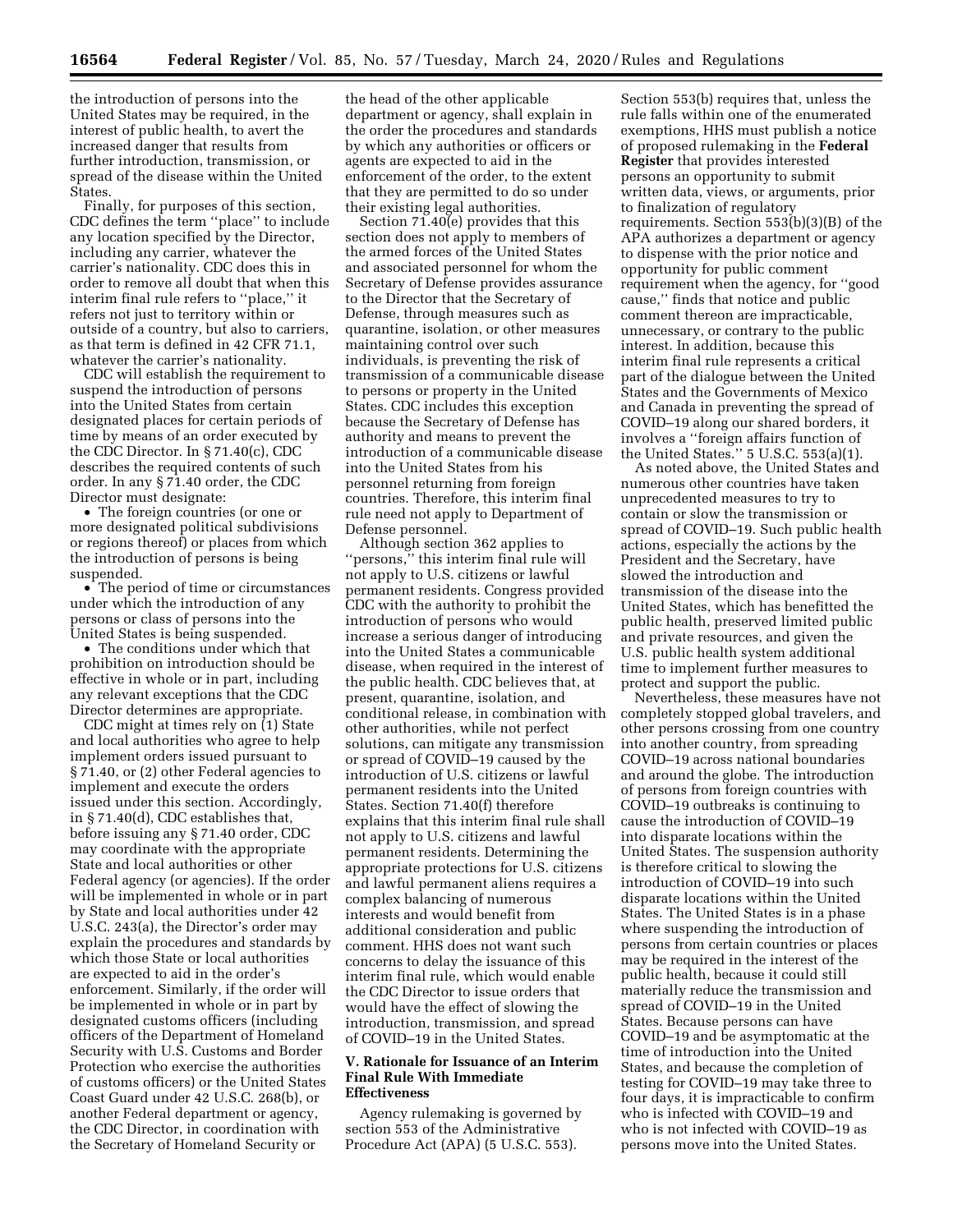the introduction of persons into the United States may be required, in the interest of public health, to avert the increased danger that results from further introduction, transmission, or spread of the disease within the United States.

Finally, for purposes of this section, CDC defines the term ''place'' to include any location specified by the Director, including any carrier, whatever the carrier's nationality. CDC does this in order to remove all doubt that when this interim final rule refers to ''place,'' it refers not just to territory within or outside of a country, but also to carriers, as that term is defined in 42 CFR 71.1, whatever the carrier's nationality.

CDC will establish the requirement to suspend the introduction of persons into the United States from certain designated places for certain periods of time by means of an order executed by the CDC Director. In § 71.40(c), CDC describes the required contents of such order. In any § 71.40 order, the CDC Director must designate:

- The foreign countries (or one or more designated political subdivisions or regions thereof) or places from which the introduction of persons is being suspended.
- The period of time or circumstances under which the introduction of any persons or class of persons into the United States is being suspended.
- The conditions under which that prohibition on introduction should be effective in whole or in part, including any relevant exceptions that the CDC Director determines are appropriate.

CDC might at times rely on (1) State and local authorities who agree to help implement orders issued pursuant to § 71.40, or (2) other Federal agencies to implement and execute the orders issued under this section. Accordingly, in § 71.40(d), CDC establishes that, before issuing any § 71.40 order, CDC may coordinate with the appropriate State and local authorities or other Federal agency (or agencies). If the order will be implemented in whole or in part by State and local authorities under 42 U.S.C. 243(a), the Director's order may explain the procedures and standards by which those State or local authorities are expected to aid in the order's enforcement. Similarly, if the order will be implemented in whole or in part by designated customs officers (including officers of the Department of Homeland Security with U.S. Customs and Border Protection who exercise the authorities of customs officers) or the United States Coast Guard under 42 U.S.C. 268(b), or another Federal department or agency, the CDC Director, in coordination with the Secretary of Homeland Security or the head of the other applicable department or agency, shall explain in the order the procedures and standards by which any authorities or officers or agents are expected to aid in the enforcement of the order, to the extent that they are permitted to do so under their existing legal authorities.

Section 71.40(e) provides that this section does not apply to members of the armed forces of the United States and associated personnel for whom the Secretary of Defense provides assurance to the Director that the Secretary of Defense, through measures such as quarantine, isolation, or other measures maintaining control over such individuals, is preventing the risk of transmission of a communicable disease to persons or property in the United States. CDC includes this exception because the Secretary of Defense has authority and means to prevent the introduction of a communicable disease into the United States from his personnel returning from foreign countries. Therefore, this interim final rule need not apply to Department of Defense personnel.

Although section 362 applies to ''persons,'' this interim final rule will not apply to U.S. citizens or lawful permanent residents. Congress provided CDC with the authority to prohibit the introduction of persons who would increase a serious danger of introducing into the United States a communicable disease, when required in the interest of the public health. CDC believes that, at present, quarantine, isolation, and conditional release, in combination with other authorities, while not perfect solutions, can mitigate any transmission or spread of COVID–19 caused by the introduction of U.S. citizens or lawful permanent residents into the United States. Section 71.40(f) therefore explains that this interim final rule shall not apply to U.S. citizens and lawful permanent residents. Determining the appropriate protections for U.S. citizens and lawful permanent aliens requires a complex balancing of numerous interests and would benefit from additional consideration and public comment. HHS does not want such concerns to delay the issuance of this interim final rule, which would enable the CDC Director to issue orders that would have the effect of slowing the introduction, transmission, and spread of COVID–19 in the United States.

## V. Rationale for Issuance of an Interim Final Rule With Immediate Effectiveness

Agency rulemaking is governed by section 553 of the Administrative Procedure Act (APA) (5 U.S.C. 553). Section 553(b) requires that, unless the rule falls within one of the enumerated exemptions, HHS must publish a notice of proposed rulemaking in the **Federal Register** that provides interested persons an opportunity to submit written data, views, or arguments, prior to finalization of regulatory requirements. Section 553(b)(3)(B) of the APA authorizes a department or agency to dispense with the prior notice and opportunity for public comment requirement when the agency, for ''good cause,'' finds that notice and public comment thereon are impracticable, unnecessary, or contrary to the public interest. In addition, because this interim final rule represents a critical part of the dialogue between the United States and the Governments of Mexico and Canada in preventing the spread of COVID–19 along our shared borders, it involves a ''foreign affairs function of the United States.'' 5 U.S.C. 553(a)(1).

As noted above, the United States and numerous other countries have taken unprecedented measures to try to contain or slow the transmission or spread of COVID–19. Such public health actions, especially the actions by the President and the Secretary, have slowed the introduction and transmission of the disease into the United States, which has benefitted the public health, preserved limited public and private resources, and given the U.S. public health system additional time to implement further measures to protect and support the public.

Nevertheless, these measures have not completely stopped global travelers, and other persons crossing from one country into another country, from spreading COVID–19 across national boundaries and around the globe. The introduction of persons from foreign countries with COVID–19 outbreaks is continuing to cause the introduction of COVID–19 into disparate locations within the United States. The suspension authority is therefore critical to slowing the introduction of COVID–19 into such disparate locations within the United States. The United States is in a phase where suspending the introduction of persons from certain countries or places may be required in the interest of the public health, because it could still materially reduce the transmission and spread of COVID–19 in the United States. Because persons can have COVID–19 and be asymptomatic at the time of introduction into the United States, and because the completion of testing for COVID–19 may take three to four days, it is impracticable to confirm who is infected with COVID–19 and who is not infected with COVID–19 as persons move into the United States.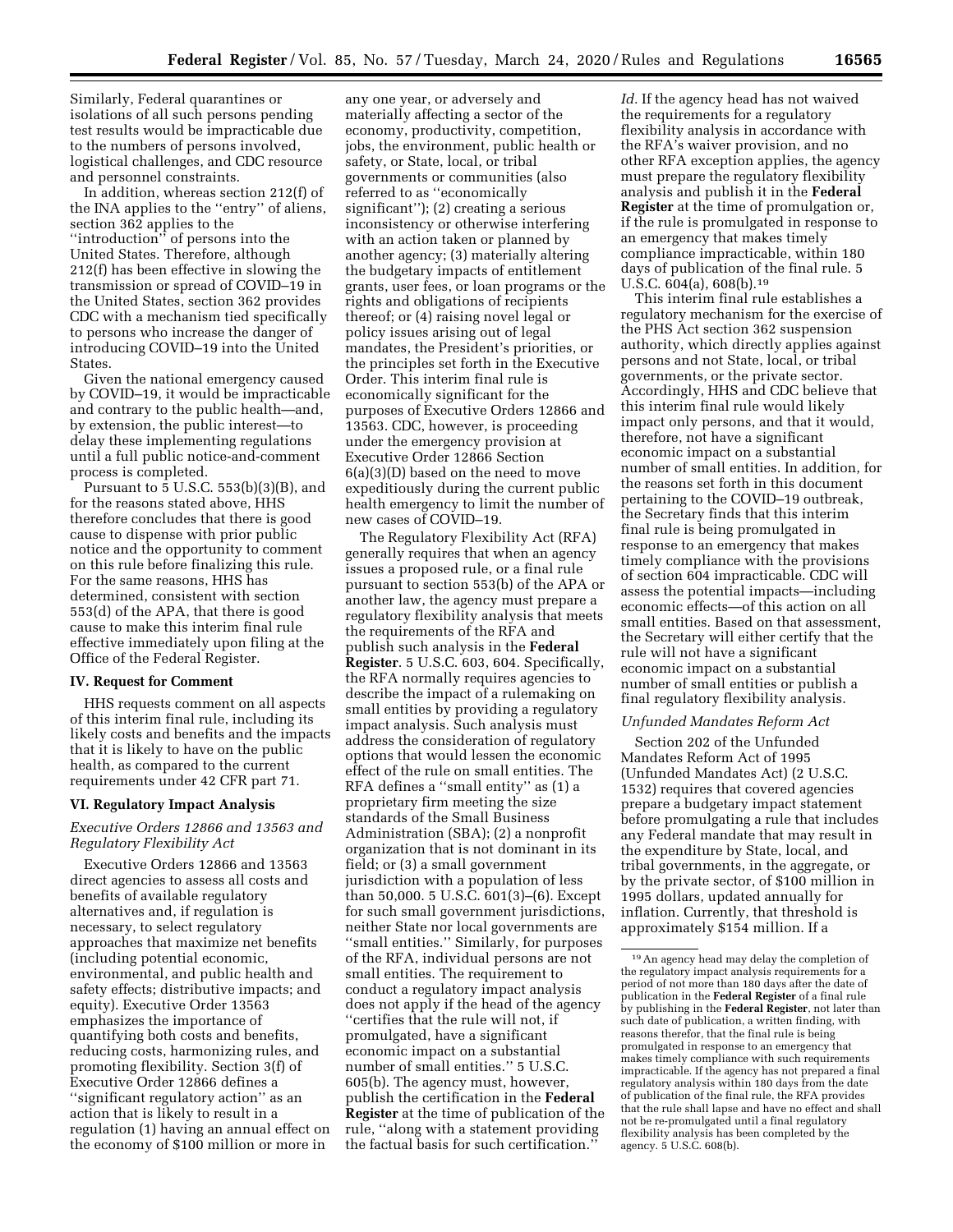Similarly, Federal quarantines or isolations of all such persons pending test results would be impracticable due to the numbers of persons involved, logistical challenges, and CDC resource and personnel constraints.

In addition, whereas section 212(f) of the INA applies to the ''entry'' of aliens, section 362 applies to the ''introduction'' of persons into the United States. Therefore, although 212(f) has been effective in slowing the transmission or spread of COVID–19 in the United States, section 362 provides CDC with a mechanism tied specifically to persons who increase the danger of introducing COVID–19 into the United States.

Given the national emergency caused by COVID–19, it would be impracticable and contrary to the public health—and, by extension, the public interest—to delay these implementing regulations until a full public notice-and-comment process is completed.

Pursuant to 5 U.S.C. 553(b)(3)(B), and for the reasons stated above, HHS therefore concludes that there is good cause to dispense with prior public notice and the opportunity to comment on this rule before finalizing this rule. For the same reasons, HHS has determined, consistent with section 553(d) of the APA, that there is good cause to make this interim final rule effective immediately upon filing at the Office of the Federal Register.

#### IV. Request for Comment

HHS requests comment on all aspects of this interim final rule, including its likely costs and benefits and the impacts that it is likely to have on the public health, as compared to the current requirements under 42 CFR part 71.

#### VI. Regulatory Impact Analysis

*Executive Orders 12866 and 13563 and Regulatory Flexibility Act*

Executive Orders 12866 and 13563 direct agencies to assess all costs and benefits of available regulatory alternatives and, if regulation is necessary, to select regulatory approaches that maximize net benefits (including potential economic, environmental, and public health and safety effects; distributive impacts; and equity). Executive Order 13563 emphasizes the importance of quantifying both costs and benefits, reducing costs, harmonizing rules, and promoting flexibility. Section 3(f) of Executive Order 12866 defines a ''significant regulatory action'' as an action that is likely to result in a regulation (1) having an annual effect on the economy of $100 million or more in any one year, or adversely and materially affecting a sector of the economy, productivity, competition, jobs, the environment, public health or safety, or State, local, or tribal governments or communities (also referred to as ''economically significant''); (2) creating a serious inconsistency or otherwise interfering with an action taken or planned by another agency; (3) materially altering the budgetary impacts of entitlement grants, user fees, or loan programs or the rights and obligations of recipients thereof; or (4) raising novel legal or policy issues arising out of legal mandates, the President's priorities, or the principles set forth in the Executive Order. This interim final rule is economically significant for the purposes of Executive Orders 12866 and 13563. CDC, however, is proceeding under the emergency provision at Executive Order 12866 Section 6(a)(3)(D) based on the need to move expeditiously during the current public health emergency to limit the number of new cases of COVID–19.

The Regulatory Flexibility Act (RFA) generally requires that when an agency issues a proposed rule, or a final rule pursuant to section 553(b) of the APA or another law, the agency must prepare a regulatory flexibility analysis that meets the requirements of the RFA and publish such analysis in the **Federal Register**. 5 U.S.C. 603, 604. Specifically, the RFA normally requires agencies to describe the impact of a rulemaking on small entities by providing a regulatory impact analysis. Such analysis must address the consideration of regulatory options that would lessen the economic effect of the rule on small entities. The RFA defines a ''small entity'' as (1) a proprietary firm meeting the size standards of the Small Business Administration (SBA); (2) a nonprofit organization that is not dominant in its field; or (3) a small government jurisdiction with a population of less than 50,000. 5 U.S.C. 601(3)–(6). Except for such small government jurisdictions, neither State nor local governments are ''small entities.'' Similarly, for purposes of the RFA, individual persons are not small entities. The requirement to conduct a regulatory impact analysis does not apply if the head of the agency ''certifies that the rule will not, if promulgated, have a significant economic impact on a substantial number of small entities.'' 5 U.S.C. 605(b). The agency must, however, publish the certification in the **Federal Register** at the time of publication of the rule, ''along with a statement providing the factual basis for such certification.'' *Id.* If the agency head has not waived the requirements for a regulatory flexibility analysis in accordance with the RFA's waiver provision, and no other RFA exception applies, the agency must prepare the regulatory flexibility analysis and publish it in the **Federal Register** at the time of promulgation or, if the rule is promulgated in response to an emergency that makes timely compliance impracticable, within 180 days of publication of the final rule. 5 U.S.C. 604(a), 608(b).[19]

This interim final rule establishes a regulatory mechanism for the exercise of the PHS Act section 362 suspension authority, which directly applies against persons and not State, local, or tribal governments, or the private sector. Accordingly, HHS and CDC believe that this interim final rule would likely impact only persons, and that it would, therefore, not have a significant economic impact on a substantial number of small entities. In addition, for the reasons set forth in this document pertaining to the COVID–19 outbreak, the Secretary finds that this interim final rule is being promulgated in response to an emergency that makes timely compliance with the provisions of section 604 impracticable. CDC will assess the potential impacts—including economic effects—of this action on all small entities. Based on that assessment, the Secretary will either certify that the rule will not have a significant economic impact on a substantial number of small entities or publish a final regulatory flexibility analysis.

*Unfunded Mandates Reform Act*

Section 202 of the Unfunded Mandates Reform Act of 1995 (Unfunded Mandates Act) (2 U.S.C. 1532) requires that covered agencies prepare a budgetary impact statement before promulgating a rule that includes any Federal mandate that may result in the expenditure by State, local, and tribal governments, in the aggregate, or by the private sector, of $100 million in 1995 dollars, updated annually for inflation. Currently, that threshold is approximately $154 million. If a

---

[19] An agency head may delay the completion of the regulatory impact analysis requirements for a period of not more than 180 days after the date of publication in the **Federal Register** of a final rule by publishing in the **Federal Register**, not later than such date of publication, a written finding, with reasons therefor, that the final rule is being promulgated in response to an emergency that makes timely compliance with such requirements impracticable. If the agency has not prepared a final regulatory analysis within 180 days from the date of publication of the final rule, the RFA provides that the rule shall lapse and have no effect and shall not be re-promulgated until a final regulatory flexibility analysis has been completed by the agency. 5 U.S.C. 608(b).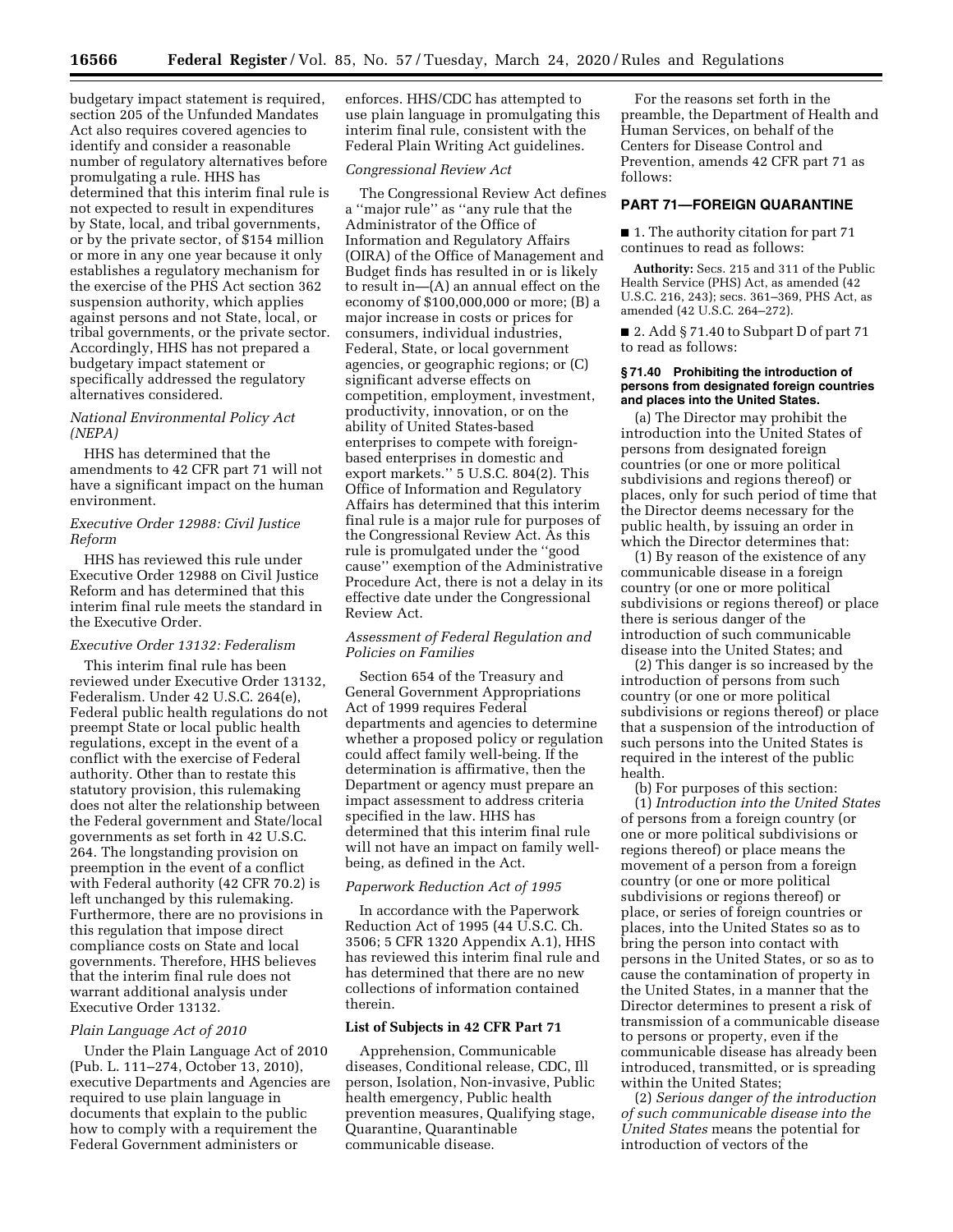budgetary impact statement is required, section 205 of the Unfunded Mandates Act also requires covered agencies to identify and consider a reasonable number of regulatory alternatives before promulgating a rule. HHS has determined that this interim final rule is not expected to result in expenditures by State, local, and tribal governments, or by the private sector, of $154 million or more in any one year because it only establishes a regulatory mechanism for the exercise of the PHS Act section 362 suspension authority, which applies against persons and not State, local, or tribal governments, or the private sector. Accordingly, HHS has not prepared a budgetary impact statement or specifically addressed the regulatory alternatives considered.

*National Environmental Policy Act (NEPA)*

HHS has determined that the amendments to 42 CFR part 71 will not have a significant impact on the human environment.

*Executive Order 12988: Civil Justice Reform*

HHS has reviewed this rule under Executive Order 12988 on Civil Justice Reform and has determined that this interim final rule meets the standard in the Executive Order.

*Executive Order 13132: Federalism*

This interim final rule has been reviewed under Executive Order 13132, Federalism. Under 42 U.S.C. 264(e), Federal public health regulations do not preempt State or local public health regulations, except in the event of a conflict with the exercise of Federal authority. Other than to restate this statutory provision, this rulemaking does not alter the relationship between the Federal government and State/local governments as set forth in 42 U.S.C. 264. The longstanding provision on preemption in the event of a conflict with Federal authority (42 CFR 70.2) is left unchanged by this rulemaking. Furthermore, there are no provisions in this regulation that impose direct compliance costs on State and local governments. Therefore, HHS believes that the interim final rule does not warrant additional analysis under Executive Order 13132.

*Plain Language Act of 2010*

Under the Plain Language Act of 2010 (Pub. L. 111–274, October 13, 2010), executive Departments and Agencies are required to use plain language in documents that explain to the public how to comply with a requirement the Federal Government administers or enforces. HHS/CDC has attempted to use plain language in promulgating this interim final rule, consistent with the Federal Plain Writing Act guidelines.

*Congressional Review Act*

The Congressional Review Act defines a ''major rule'' as ''any rule that the Administrator of the Office of Information and Regulatory Affairs (OIRA) of the Office of Management and Budget finds has resulted in or is likely to result in—(A) an annual effect on the economy of $100,000,000 or more; (B) a major increase in costs or prices for consumers, individual industries, Federal, State, or local government agencies, or geographic regions; or (C) significant adverse effects on competition, employment, investment, productivity, innovation, or on the ability of United States-based enterprises to compete with foreign-based enterprises in domestic and export markets.'' 5 U.S.C. 804(2). This Office of Information and Regulatory Affairs has determined that this interim final rule is a major rule for purposes of the Congressional Review Act. As this rule is promulgated under the ''good cause'' exemption of the Administrative Procedure Act, there is not a delay in its effective date under the Congressional Review Act.

*Assessment of Federal Regulation and Policies on Families*

Section 654 of the Treasury and General Government Appropriations Act of 1999 requires Federal departments and agencies to determine whether a proposed policy or regulation could affect family well-being. If the determination is affirmative, then the Department or agency must prepare an impact assessment to address criteria specified in the law. HHS has determined that this interim final rule will not have an impact on family well-being, as defined in the Act.

*Paperwork Reduction Act of 1995*

In accordance with the Paperwork Reduction Act of 1995 (44 U.S.C. Ch. 3506; 5 CFR 1320 Appendix A.1), HHS has reviewed this interim final rule and has determined that there are no new collections of information contained therein.

**List of Subjects in 42 CFR Part 71**

Apprehension, Communicable diseases, Conditional release, CDC, Ill person, Isolation, Non-invasive, Public health emergency, Public health prevention measures, Qualifying stage, Quarantine, Quarantinable communicable disease.

For the reasons set forth in the preamble, the Department of Health and Human Services, on behalf of the Centers for Disease Control and Prevention, amends 42 CFR part 71 as follows:

## PART 71—FOREIGN QUARANTINE

■ 1. The authority citation for part 71 continues to read as follows:

**Authority:** Secs. 215 and 311 of the Public Health Service (PHS) Act, as amended (42 U.S.C. 216, 243); secs. 361–369, PHS Act, as amended (42 U.S.C. 264–272).

■ 2. Add § 71.40 to Subpart D of part 71 to read as follows:

**§ 71.40 Prohibiting the introduction of persons from designated foreign countries and places into the United States.**

(a) The Director may prohibit the introduction into the United States of persons from designated foreign countries (or one or more political subdivisions and regions thereof) or places, only for such period of time that the Director deems necessary for the public health, by issuing an order in which the Director determines that:

(1) By reason of the existence of any communicable disease in a foreign country (or one or more political subdivisions or regions thereof) or place there is serious danger of the introduction of such communicable disease into the United States; and

(2) This danger is so increased by the introduction of persons from such country (or one or more political subdivisions or regions thereof) or place that a suspension of the introduction of such persons into the United States is required in the interest of the public health.

(b) For purposes of this section:

(1) *Introduction into the United States* of persons from a foreign country (or one or more political subdivisions or regions thereof) or place means the movement of a person from a foreign country (or one or more political subdivisions or regions thereof) or place, or series of foreign countries or places, into the United States so as to bring the person into contact with persons in the United States, or so as to cause the contamination of property in the United States, in a manner that the Director determines to present a risk of transmission of a communicable disease to persons or property, even if the communicable disease has already been introduced, transmitted, or is spreading within the United States;

(2) *Serious danger of the introduction of such communicable disease into the United States* means the potential for introduction of vectors of the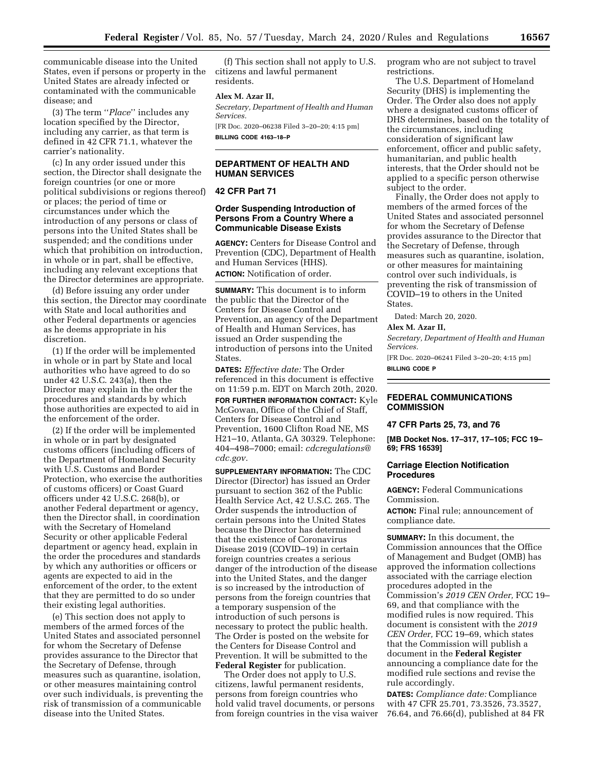communicable disease into the United States, even if persons or property in the United States are already infected or contaminated with the communicable disease; and

(3) The term "*Place*" includes any location specified by the Director, including any carrier, as that term is defined in 42 CFR 71.1, whatever the carrier's nationality.

(c) In any order issued under this section, the Director shall designate the foreign countries (or one or more political subdivisions or regions thereof) or places; the period of time or circumstances under which the introduction of any persons or class of persons into the United States shall be suspended; and the conditions under which that prohibition on introduction, in whole or in part, shall be effective, including any relevant exceptions that the Director determines are appropriate.

(d) Before issuing any order under this section, the Director may coordinate with State and local authorities and other Federal departments or agencies as he deems appropriate in his discretion.

(1) If the order will be implemented in whole or in part by State and local authorities who have agreed to do so under 42 U.S.C. 243(a), then the Director may explain in the order the procedures and standards by which those authorities are expected to aid in the enforcement of the order.

(2) If the order will be implemented in whole or in part by designated customs officers (including officers of the Department of Homeland Security with U.S. Customs and Border Protection, who exercise the authorities of customs officers) or Coast Guard officers under 42 U.S.C. 268(b), or another Federal department or agency, then the Director shall, in coordination with the Secretary of Homeland Security or other applicable Federal department or agency head, explain in the order the procedures and standards by which any authorities or officers or agents are expected to aid in the enforcement of the order, to the extent that they are permitted to do so under their existing legal authorities.

(e) This section does not apply to members of the armed forces of the United States and associated personnel for whom the Secretary of Defense provides assurance to the Director that the Secretary of Defense, through measures such as quarantine, isolation, or other measures maintaining control over such individuals, is preventing the risk of transmission of a communicable disease into the United States.

(f) This section shall not apply to U.S. citizens and lawful permanent residents.

**Alex M. Azar II,**

*Secretary, Department of Health and Human Services.*

[FR Doc. 2020–06238 Filed 3–20–20; 4:15 pm]

**BILLING CODE 4163–18–P**

---

## DEPARTMENT OF HEALTH AND HUMAN SERVICES

### 42 CFR Part 71

### Order Suspending Introduction of Persons From a Country Where a Communicable Disease Exists

**AGENCY:** Centers for Disease Control and Prevention (CDC), Department of Health and Human Services (HHS).

**ACTION:** Notification of order.

**SUMMARY:** This document is to inform the public that the Director of the Centers for Disease Control and Prevention, an agency of the Department of Health and Human Services, has issued an Order suspending the introduction of persons into the United States.

**DATES:** *Effective date:* The Order referenced in this document is effective on 11:59 p.m. EDT on March 20th, 2020.

**FOR FURTHER INFORMATION CONTACT:** Kyle McGowan, Office of the Chief of Staff, Centers for Disease Control and Prevention, 1600 Clifton Road NE, MS H21–10, Atlanta, GA 30329. Telephone: 404–498–7000; email: *cdcregulations@cdc.gov.*

**SUPPLEMENTARY INFORMATION:** The CDC Director (Director) has issued an Order pursuant to section 362 of the Public Health Service Act, 42 U.S.C. 265. The Order suspends the introduction of certain persons into the United States because the Director has determined that the existence of Coronavirus Disease 2019 (COVID–19) in certain foreign countries creates a serious danger of the introduction of the disease into the United States, and the danger is so increased by the introduction of persons from the foreign countries that a temporary suspension of the introduction of such persons is necessary to protect the public health. The Order is posted on the website for the Centers for Disease Control and Prevention. It will be submitted to the **Federal Register** for publication.

The Order does not apply to U.S. citizens, lawful permanent residents, persons from foreign countries who hold valid travel documents, or persons from foreign countries in the visa waiver program who are not subject to travel restrictions.

The U.S. Department of Homeland Security (DHS) is implementing the Order. The Order also does not apply where a designated customs officer of DHS determines, based on the totality of the circumstances, including consideration of significant law enforcement, officer and public safety, humanitarian, and public health interests, that the Order should not be applied to a specific person otherwise subject to the order.

Finally, the Order does not apply to members of the armed forces of the United States and associated personnel for whom the Secretary of Defense provides assurance to the Director that the Secretary of Defense, through measures such as quarantine, isolation, or other measures for maintaining control over such individuals, is preventing the risk of transmission of COVID–19 to others in the United States.

Dated: March 20, 2020.

**Alex M. Azar II,**

*Secretary, Department of Health and Human Services.*

[FR Doc. 2020–06241 Filed 3–20–20; 4:15 pm]

**BILLING CODE P**

---

## FEDERAL COMMUNICATIONS COMMISSION

### 47 CFR Parts 25, 73, and 76

**[MB Docket Nos. 17–317, 17–105; FCC 19–69; FRS 16539]**

### Carriage Election Notification Procedures

**AGENCY:** Federal Communications Commission.

**ACTION:** Final rule; announcement of compliance date.

**SUMMARY:** In this document, the Commission announces that the Office of Management and Budget (OMB) has approved the information collections associated with the carriage election procedures adopted in the Commission's *2019 CEN Order,* FCC 19–69, and that compliance with the modified rules is now required. This document is consistent with the *2019 CEN Order,* FCC 19–69, which states that the Commission will publish a document in the **Federal Register** announcing a compliance date for the modified rule sections and revise the rule accordingly.

**DATES:** *Compliance date:* Compliance with 47 CFR 25.701, 73.3526, 73.3527, 76.64, and 76.66(d), published at 84 FR